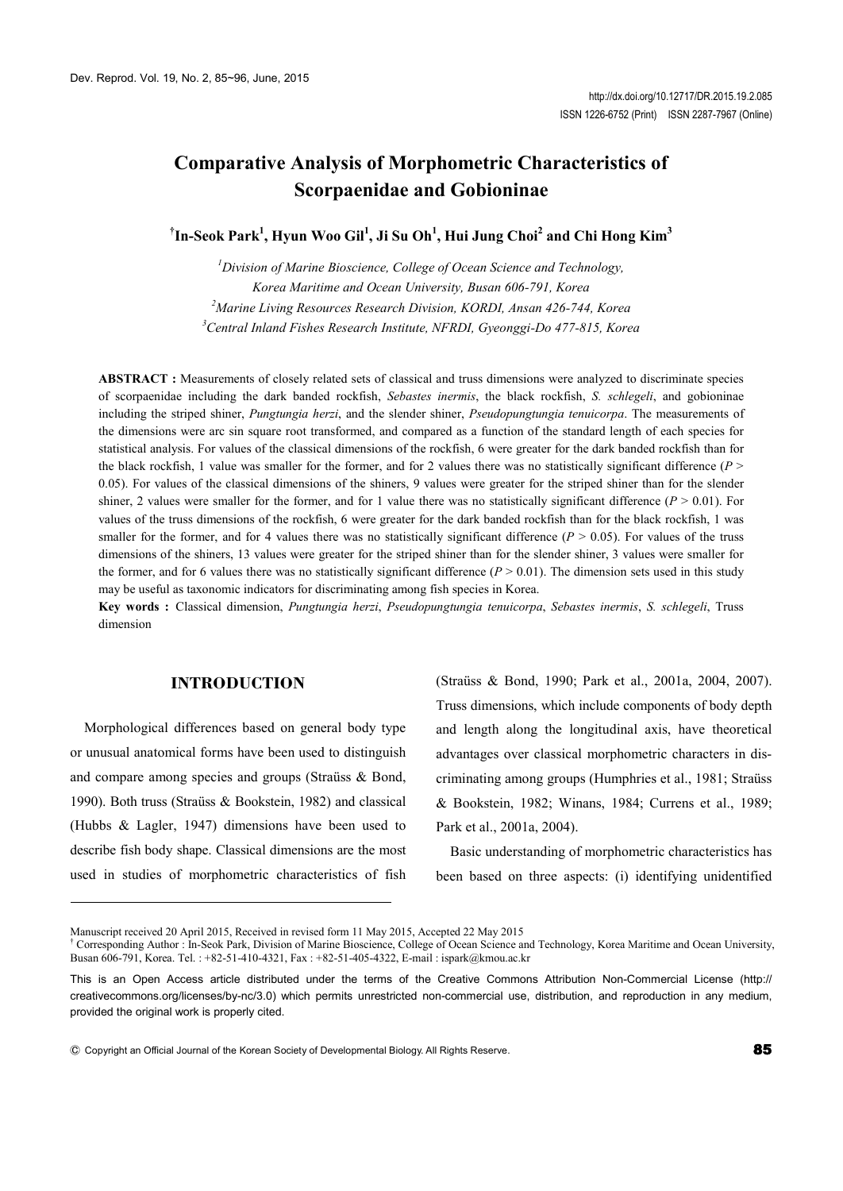# Comparative Analysis of Morphometric Characteristics of Scorpaenidae and Gobioninae

**†In-Seok Park[1], Hyun Woo Gil[1], Ji Su Oh[1], Hui Jung Choi[2] and Chi Hong Kim[3]**

[1]*Division of Marine Bioscience, College of Ocean Science and Technology, Korea Maritime and Ocean University, Busan 606-791, Korea*
[2]*Marine Living Resources Research Division, KORDI, Ansan 426-744, Korea*
[3]*Central Inland Fishes Research Institute, NFRDI, Gyeonggi-Do 477-815, Korea*

**ABSTRACT :** Measurements of closely related sets of classical and truss dimensions were analyzed to discriminate species of scorpaenidae including the dark banded rockfish, *Sebastes inermis*, the black rockfish, *S. schlegeli*, and gobioninae including the striped shiner, *Pungtungia herzi*, and the slender shiner, *Pseudopungtungia tenuicorpa*. The measurements of the dimensions were arc sin square root transformed, and compared as a function of the standard length of each species for statistical analysis. For values of the classical dimensions of the rockfish, 6 were greater for the dark banded rockfish than for the black rockfish, 1 value was smaller for the former, and for 2 values there was no statistically significant difference ($P > 0.05$). For values of the classical dimensions of the shiners, 9 values were greater for the striped shiner than for the slender shiner, 2 values were smaller for the former, and for 1 value there was no statistically significant difference ($P > 0.01$). For values of the truss dimensions of the rockfish, 6 were greater for the dark banded rockfish than for the black rockfish, 1 was smaller for the former, and for 4 values there was no statistically significant difference ($P > 0.05$). For values of the truss dimensions of the shiners, 13 values were greater for the striped shiner than for the slender shiner, 3 values were smaller for the former, and for 6 values there was no statistically significant difference ($P > 0.01$). The dimension sets used in this study may be useful as taxonomic indicators for discriminating among fish species in Korea.

**Key words :** Classical dimension, *Pungtungia herzi*, *Pseudopungtungia tenuicorpa*, *Sebastes inermis*, *S. schlegeli*, Truss dimension

## INTRODUCTION

Morphological differences based on general body type or unusual anatomical forms have been used to distinguish and compare among species and groups (Straüss & Bond, 1990). Both truss (Straüss & Bookstein, 1982) and classical (Hubbs & Lagler, 1947) dimensions have been used to describe fish body shape. Classical dimensions are the most used in studies of morphometric characteristics of fish (Straüss & Bond, 1990; Park et al., 2001a, 2004, 2007). Truss dimensions, which include components of body depth and length along the longitudinal axis, have theoretical advantages over classical morphometric characters in discriminating among groups (Humphries et al., 1981; Straüss & Bookstein, 1982; Winans, 1984; Currens et al., 1989; Park et al., 2001a, 2004).

Basic understanding of morphometric characteristics has been based on three aspects: (i) identifying unidentified

---

Manuscript received 20 April 2015, Received in revised form 11 May 2015, Accepted 22 May 2015

† Corresponding Author : In-Seok Park, Division of Marine Bioscience, College of Ocean Science and Technology, Korea Maritime and Ocean University, Busan 606-791, Korea. Tel. : +82-51-410-4321, Fax : +82-51-405-4322, E-mail : ispark@kmou.ac.kr

This is an Open Access article distributed under the terms of the Creative Commons Attribution Non-Commercial License (http://creativecommons.org/licenses/by-nc/3.0) which permits unrestricted non-commercial use, distribution, and reproduction in any medium, provided the original work is properly cited.

Ⓒ Copyright an Official Journal of the Korean Society of Developmental Biology. All Rights Reserve.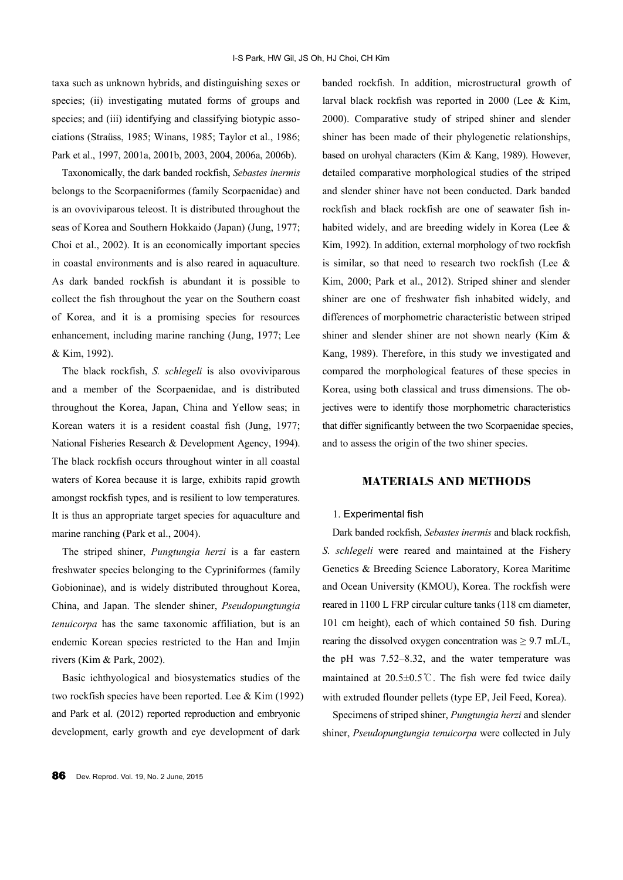taxa such as unknown hybrids, and distinguishing sexes or species; (ii) investigating mutated forms of groups and species; and (iii) identifying and classifying biotypic associations (Straüss, 1985; Winans, 1985; Taylor et al., 1986; Park et al., 1997, 2001a, 2001b, 2003, 2004, 2006a, 2006b).

Taxonomically, the dark banded rockfish, *Sebastes inermis* belongs to the Scorpaeniformes (family Scorpaenidae) and is an ovoviviparous teleost. It is distributed throughout the seas of Korea and Southern Hokkaido (Japan) (Jung, 1977; Choi et al., 2002). It is an economically important species in coastal environments and is also reared in aquaculture. As dark banded rockfish is abundant it is possible to collect the fish throughout the year on the Southern coast of Korea, and it is a promising species for resources enhancement, including marine ranching (Jung, 1977; Lee & Kim, 1992).

The black rockfish, *S. schlegeli* is also ovoviviparous and a member of the Scorpaenidae, and is distributed throughout the Korea, Japan, China and Yellow seas; in Korean waters it is a resident coastal fish (Jung, 1977; National Fisheries Research & Development Agency, 1994). The black rockfish occurs throughout winter in all coastal waters of Korea because it is large, exhibits rapid growth amongst rockfish types, and is resilient to low temperatures. It is thus an appropriate target species for aquaculture and marine ranching (Park et al., 2004).

The striped shiner, *Pungtungia herzi* is a far eastern freshwater species belonging to the Cypriniformes (family Gobioninae), and is widely distributed throughout Korea, China, and Japan. The slender shiner, *Pseudopungtungia tenuicorpa* has the same taxonomic affiliation, but is an endemic Korean species restricted to the Han and Imjin rivers (Kim & Park, 2002).

Basic ichthyological and biosystematics studies of the two rockfish species have been reported. Lee & Kim (1992) and Park et al. (2012) reported reproduction and embryonic development, early growth and eye development of dark banded rockfish. In addition, microstructural growth of larval black rockfish was reported in 2000 (Lee & Kim, 2000). Comparative study of striped shiner and slender shiner has been made of their phylogenetic relationships, based on urohyal characters (Kim & Kang, 1989). However, detailed comparative morphological studies of the striped and slender shiner have not been conducted. Dark banded rockfish and black rockfish are one of seawater fish inhabited widely, and are breeding widely in Korea (Lee & Kim, 1992). In addition, external morphology of two rockfish is similar, so that need to research two rockfish (Lee & Kim, 2000; Park et al., 2012). Striped shiner and slender shiner are one of freshwater fish inhabited widely, and differences of morphometric characteristic between striped shiner and slender shiner are not shown nearly (Kim & Kang, 1989). Therefore, in this study we investigated and compared the morphological features of these species in Korea, using both classical and truss dimensions. The objectives were to identify those morphometric characteristics that differ significantly between the two Scorpaenidae species, and to assess the origin of the two shiner species.

## MATERIALS AND METHODS

### 1. Experimental fish

Dark banded rockfish, *Sebastes inermis* and black rockfish, *S. schlegeli* were reared and maintained at the Fishery Genetics & Breeding Science Laboratory, Korea Maritime and Ocean University (KMOU), Korea. The rockfish were reared in 1100 L FRP circular culture tanks (118 cm diameter, 101 cm height), each of which contained 50 fish. During rearing the dissolved oxygen concentration was ≥ 9.7 mL/L, the pH was 7.52–8.32, and the water temperature was maintained at 20.5±0.5℃. The fish were fed twice daily with extruded flounder pellets (type EP, Jeil Feed, Korea).

Specimens of striped shiner, *Pungtungia herzi* and slender shiner, *Pseudopungtungia tenuicorpa* were collected in July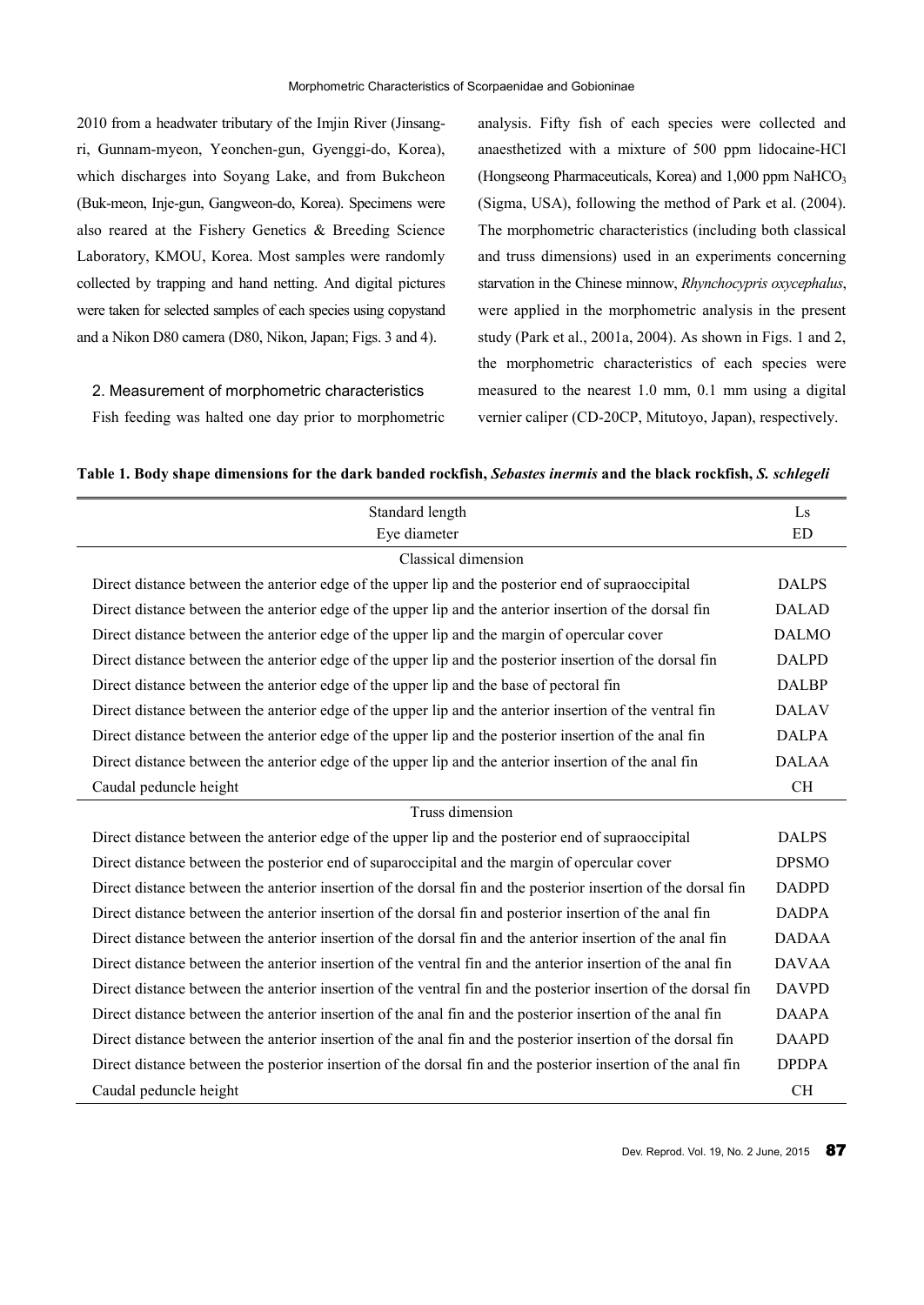2010 from a headwater tributary of the Imjin River (Jinsang-ri, Gunnam-myeon, Yeonchen-gun, Gyenggi-do, Korea), which discharges into Soyang Lake, and from Bukcheon (Buk-meon, Inje-gun, Gangweon-do, Korea). Specimens were also reared at the Fishery Genetics & Breeding Science Laboratory, KMOU, Korea. Most samples were randomly collected by trapping and hand netting. And digital pictures were taken for selected samples of each species using copystand and a Nikon D80 camera (D80, Nikon, Japan; Figs. 3 and 4).

## 2. Measurement of morphometric characteristics

Fish feeding was halted one day prior to morphometric analysis. Fifty fish of each species were collected and anaesthetized with a mixture of 500 ppm lidocaine-HCl (Hongseong Pharmaceuticals, Korea) and 1,000 ppm $NaHCO_3$ (Sigma, USA), following the method of Park et al. (2004). The morphometric characteristics (including both classical and truss dimensions) used in an experiments concerning starvation in the Chinese minnow, *Rhynchocypris oxycephalus*, were applied in the morphometric analysis in the present study (Park et al., 2001a, 2004). As shown in Figs. 1 and 2, the morphometric characteristics of each species were measured to the nearest 1.0 mm, 0.1 mm using a digital vernier caliper (CD-20CP, Mitutoyo, Japan), respectively.

**Table 1. Body shape dimensions for the dark banded rockfish, *Sebastes inermis* and the black rockfish, *S. schlegeli***

| | |
|---|---|
| Standard length | Ls |
| Eye diameter | ED |
| **Classical dimension** | |
| Direct distance between the anterior edge of the upper lip and the posterior end of supraoccipital | DALPS |
| Direct distance between the anterior edge of the upper lip and the anterior insertion of the dorsal fin | DALAD |
| Direct distance between the anterior edge of the upper lip and the margin of opercular cover | DALMO |
| Direct distance between the anterior edge of the upper lip and the posterior insertion of the dorsal fin | DALPD |
| Direct distance between the anterior edge of the upper lip and the base of pectoral fin | DALBP |
| Direct distance between the anterior edge of the upper lip and the anterior insertion of the ventral fin | DALAV |
| Direct distance between the anterior edge of the upper lip and the posterior insertion of the anal fin | DALPA |
| Direct distance between the anterior edge of the upper lip and the anterior insertion of the anal fin | DALAA |
| Caudal peduncle height | CH |
| **Truss dimension** | |
| Direct distance between the anterior edge of the upper lip and the posterior end of supraoccipital | DALPS |
| Direct distance between the posterior end of suparoccipital and the margin of opercular cover | DPSMO |
| Direct distance between the anterior insertion of the dorsal fin and the posterior insertion of the dorsal fin | DADPD |
| Direct distance between the anterior insertion of the dorsal fin and posterior insertion of the anal fin | DADPA |
| Direct distance between the anterior insertion of the dorsal fin and the anterior insertion of the anal fin | DADAA |
| Direct distance between the anterior insertion of the ventral fin and the anterior insertion of the anal fin | DAVAA |
| Direct distance between the anterior insertion of the ventral fin and the posterior insertion of the dorsal fin | DAVPD |
| Direct distance between the anterior insertion of the anal fin and the posterior insertion of the anal fin | DAAPA |
| Direct distance between the anterior insertion of the anal fin and the posterior insertion of the dorsal fin | DAAPD |
| Direct distance between the posterior insertion of the dorsal fin and the posterior insertion of the anal fin | DPDPA |
| Caudal peduncle height | CH |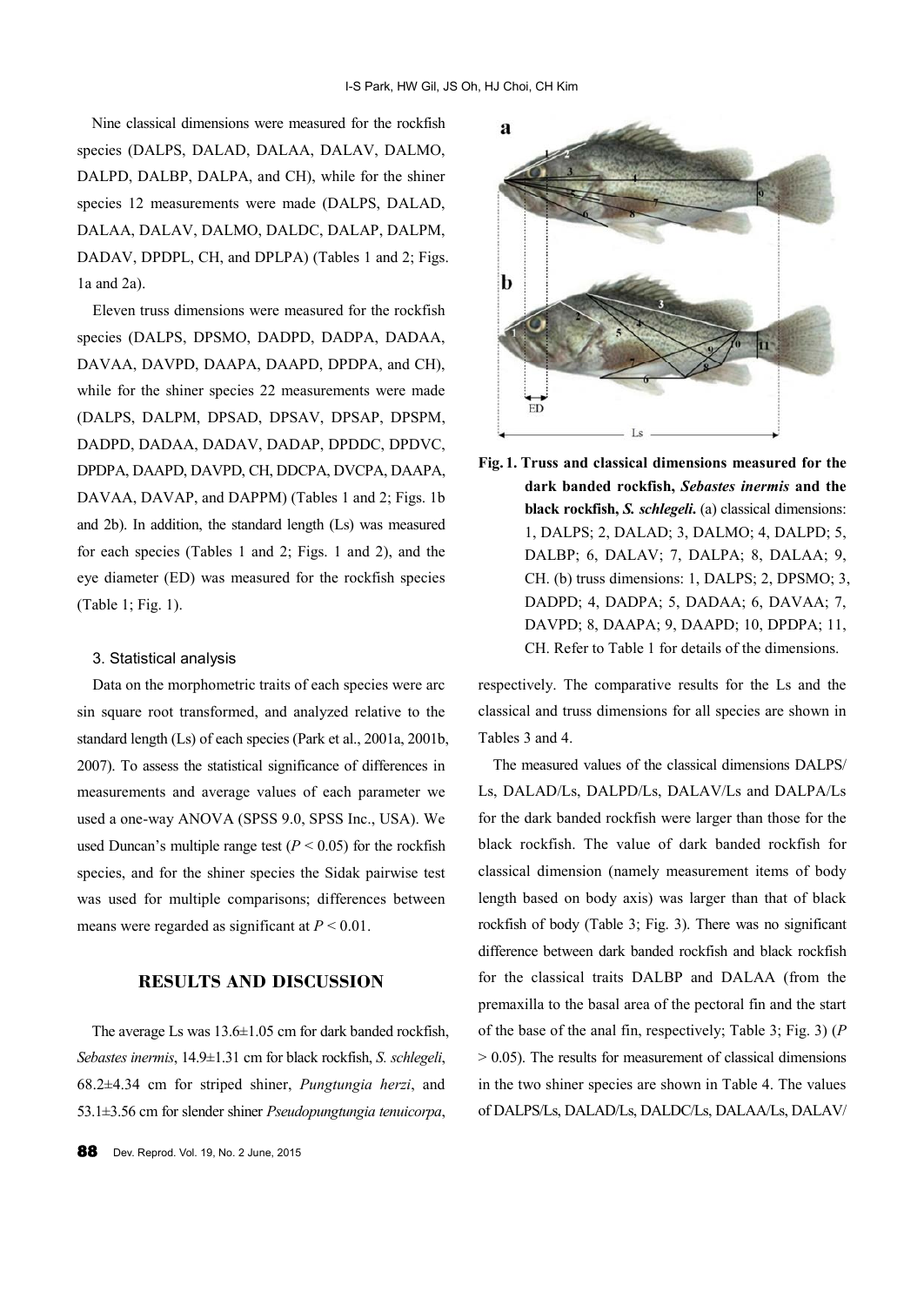Nine classical dimensions were measured for the rockfish species (DALPS, DALAD, DALAA, DALAV, DALMO, DALPD, DALBP, DALPA, and CH), while for the shiner species 12 measurements were made (DALPS, DALAD, DALAA, DALAV, DALMO, DALDC, DALAP, DALPM, DADAV, DPDPL, CH, and DPLPA) (Tables 1 and 2; Figs. 1a and 2a).

Eleven truss dimensions were measured for the rockfish species (DALPS, DPSMO, DADPD, DADPA, DADAA, DAVAA, DAVPD, DAAPA, DAAPD, DPDPA, and CH), while for the shiner species 22 measurements were made (DALPS, DALPM, DPSAD, DPSAV, DPSAP, DPSPM, DADPD, DADAA, DADAV, DADAP, DPDDC, DPDVC, DPDPA, DAAPD, DAVPD, CH, DDCPA, DVCPA, DAAPA, DAVAA, DAVAP, and DAPPM) (Tables 1 and 2; Figs. 1b and 2b). In addition, the standard length (Ls) was measured for each species (Tables 1 and 2; Figs. 1 and 2), and the eye diameter (ED) was measured for the rockfish species (Table 1; Fig. 1).

**Fig. 1. Truss and classical dimensions measured for the dark banded rockfish, *Sebastes inermis* and the black rockfish, *S. schlegeli*.** (a) classical dimensions: 1, DALPS; 2, DALAD; 3, DALMO; 4, DALPD; 5, DALBP; 6, DALAV; 7, DALPA; 8, DALAA; 9, CH. (b) truss dimensions: 1, DALPS; 2, DPSMO; 3, DADPD; 4, DADPA; 5, DADAA; 6, DAVAA; 7, DAVPD; 8, DAAPA; 9, DAAPD; 10, DPDPA; 11, CH. Refer to Table 1 for details of the dimensions.

### 3. Statistical analysis

Data on the morphometric traits of each species were arc sin square root transformed, and analyzed relative to the standard length (Ls) of each species (Park et al., 2001a, 2001b, 2007). To assess the statistical significance of differences in measurements and average values of each parameter we used a one-way ANOVA (SPSS 9.0, SPSS Inc., USA). We used Duncan's multiple range test ($P < 0.05$) for the rockfish species, and for the shiner species the Sidak pairwise test was used for multiple comparisons; differences between means were regarded as significant at $P < 0.01$.

## RESULTS AND DISCUSSION

The average Ls was 13.6±1.05 cm for dark banded rockfish, *Sebastes inermis*, 14.9±1.31 cm for black rockfish, *S. schlegeli*, 68.2±4.34 cm for striped shiner, *Pungtungia herzi*, and 53.1±3.56 cm for slender shiner *Pseudopungtungia tenuicorpa*, respectively. The comparative results for the Ls and the classical and truss dimensions for all species are shown in Tables 3 and 4.

The measured values of the classical dimensions DALPS/Ls, DALAD/Ls, DALPD/Ls, DALAV/Ls and DALPA/Ls for the dark banded rockfish were larger than those for the black rockfish. The value of dark banded rockfish for classical dimension (namely measurement items of body length based on body axis) was larger than that of black rockfish of body (Table 3; Fig. 3). There was no significant difference between dark banded rockfish and black rockfish for the classical traits DALBP and DALAA (from the premaxilla to the basal area of the pectoral fin and the start of the base of the anal fin, respectively; Table 3; Fig. 3) ($P > 0.05$). The results for measurement of classical dimensions in the two shiner species are shown in Table 4. The values of DALPS/Ls, DALAD/Ls, DALDC/Ls, DALAA/Ls, DALAV/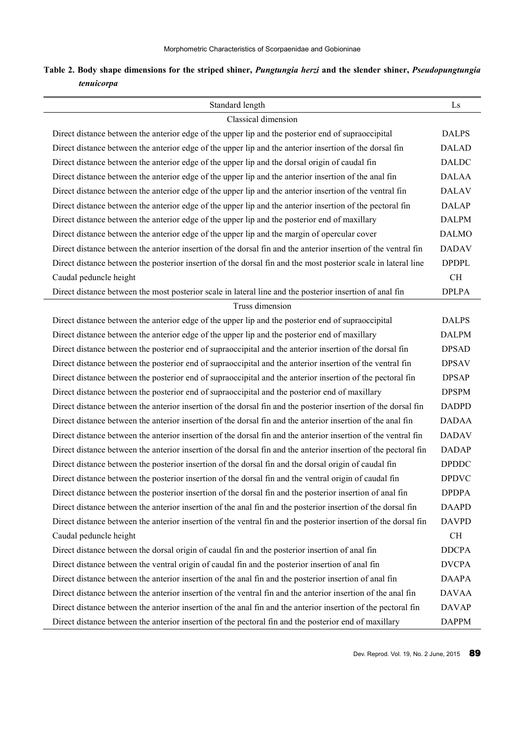**Table 2. Body shape dimensions for the striped shiner, *Pungtungia herzi* and the slender shiner, *Pseudopungtungia tenuicorpa***

| Standard length | Ls |
|---|---|
| Classical dimension | |
| Direct distance between the anterior edge of the upper lip and the posterior end of supraoccipital | DALPS |
| Direct distance between the anterior edge of the upper lip and the anterior insertion of the dorsal fin | DALAD |
| Direct distance between the anterior edge of the upper lip and the dorsal origin of caudal fin | DALDC |
| Direct distance between the anterior edge of the upper lip and the anterior insertion of the anal fin | DALAA |
| Direct distance between the anterior edge of the upper lip and the anterior insertion of the ventral fin | DALAV |
| Direct distance between the anterior edge of the upper lip and the anterior insertion of the pectoral fin | DALAP |
| Direct distance between the anterior edge of the upper lip and the posterior end of maxillary | DALPM |
| Direct distance between the anterior edge of the upper lip and the margin of opercular cover | DALMO |
| Direct distance between the anterior insertion of the dorsal fin and the anterior insertion of the ventral fin | DADAV |
| Direct distance between the posterior insertion of the dorsal fin and the most posterior scale in lateral line | DPDPL |
| Caudal peduncle height | CH |
| Direct distance between the most posterior scale in lateral line and the posterior insertion of anal fin | DPLPA |
| Truss dimension | |
| Direct distance between the anterior edge of the upper lip and the posterior end of supraoccipital | DALPS |
| Direct distance between the anterior edge of the upper lip and the posterior end of maxillary | DALPM |
| Direct distance between the posterior end of supraoccipital and the anterior insertion of the dorsal fin | DPSAD |
| Direct distance between the posterior end of supraoccipital and the anterior insertion of the ventral fin | DPSAV |
| Direct distance between the posterior end of supraoccipital and the anterior insertion of the pectoral fin | DPSAP |
| Direct distance between the posterior end of supraoccipital and the posterior end of maxillary | DPSPM |
| Direct distance between the anterior insertion of the dorsal fin and the posterior insertion of the dorsal fin | DADPD |
| Direct distance between the anterior insertion of the dorsal fin and the anterior insertion of the anal fin | DADAA |
| Direct distance between the anterior insertion of the dorsal fin and the anterior insertion of the ventral fin | DADAV |
| Direct distance between the anterior insertion of the dorsal fin and the anterior insertion of the pectoral fin | DADAP |
| Direct distance between the posterior insertion of the dorsal fin and the dorsal origin of caudal fin | DPDDC |
| Direct distance between the posterior insertion of the dorsal fin and the ventral origin of caudal fin | DPDVC |
| Direct distance between the posterior insertion of the dorsal fin and the posterior insertion of anal fin | DPDPA |
| Direct distance between the anterior insertion of the anal fin and the posterior insertion of the dorsal fin | DAAPD |
| Direct distance between the anterior insertion of the ventral fin and the posterior insertion of the dorsal fin | DAVPD |
| Caudal peduncle height | CH |
| Direct distance between the dorsal origin of caudal fin and the posterior insertion of anal fin | DDCPA |
| Direct distance between the ventral origin of caudal fin and the posterior insertion of anal fin | DVCPA |
| Direct distance between the anterior insertion of the anal fin and the posterior insertion of anal fin | DAAPA |
| Direct distance between the anterior insertion of the ventral fin and the anterior insertion of the anal fin | DAVAA |
| Direct distance between the anterior insertion of the anal fin and the anterior insertion of the pectoral fin | DAVAP |
| Direct distance between the anterior insertion of the pectoral fin and the posterior end of maxillary | DAPPM |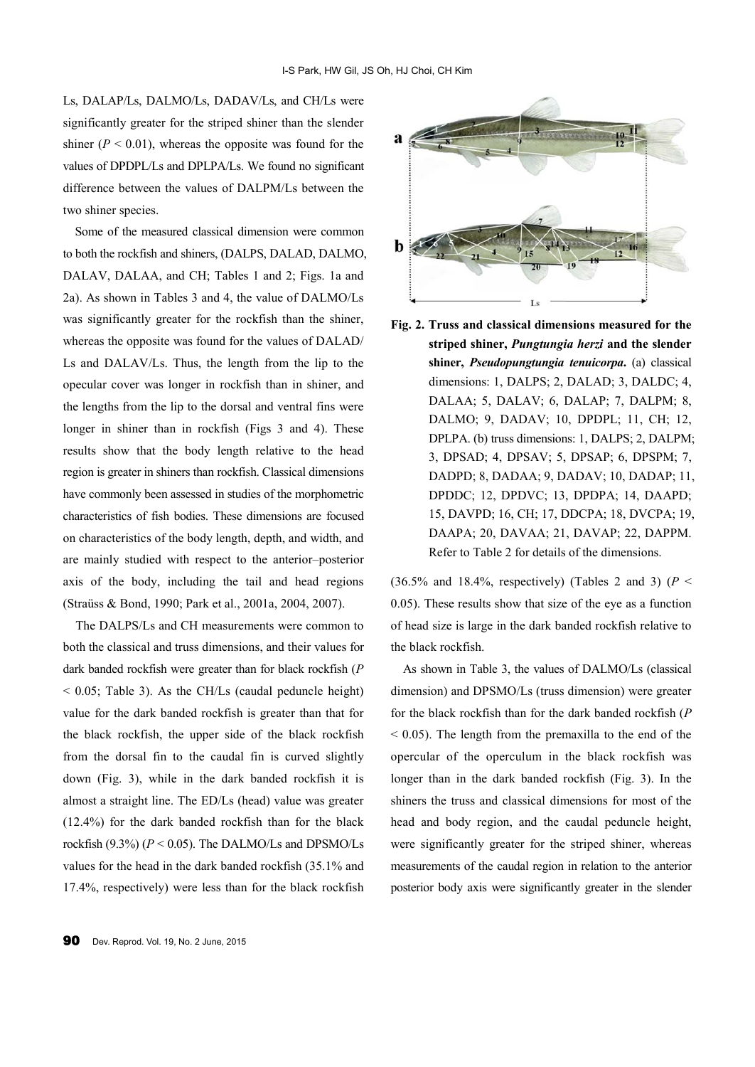Ls, DALAP/Ls, DALMO/Ls, DADAV/Ls, and CH/Ls were significantly greater for the striped shiner than the slender shiner ($P < 0.01$), whereas the opposite was found for the values of DPDPL/Ls and DPLPA/Ls. We found no significant difference between the values of DALPM/Ls between the two shiner species.

Some of the measured classical dimension were common to both the rockfish and shiners, (DALPS, DALAD, DALMO, DALAV, DALAA, and CH; Tables 1 and 2; Figs. 1a and 2a). As shown in Tables 3 and 4, the value of DALMO/Ls was significantly greater for the rockfish than the shiner, whereas the opposite was found for the values of DALAD/Ls and DALAV/Ls. Thus, the length from the lip to the opecular cover was longer in rockfish than in shiner, and the lengths from the lip to the dorsal and ventral fins were longer in shiner than in rockfish (Figs 3 and 4). These results show that the body length relative to the head region is greater in shiners than rockfish. Classical dimensions have commonly been assessed in studies of the morphometric characteristics of fish bodies. These dimensions are focused on characteristics of the body length, depth, and width, and are mainly studied with respect to the anterior–posterior axis of the body, including the tail and head regions (Straüss & Bond, 1990; Park et al., 2001a, 2004, 2007).

The DALPS/Ls and CH measurements were common to both the classical and truss dimensions, and their values for dark banded rockfish were greater than for black rockfish ($P < 0.05$; Table 3). As the CH/Ls (caudal peduncle height) value for the dark banded rockfish is greater than that for the black rockfish, the upper side of the black rockfish from the dorsal fin to the caudal fin is curved slightly down (Fig. 3), while in the dark banded rockfish it is almost a straight line. The ED/Ls (head) value was greater (12.4%) for the dark banded rockfish than for the black rockfish (9.3%) ($P < 0.05$). The DALMO/Ls and DPSMO/Ls values for the head in the dark banded rockfish (35.1% and 17.4%, respectively) were less than for the black rockfish

**Fig. 2. Truss and classical dimensions measured for the striped shiner, *Pungtungia herzi* and the slender shiner, *Pseudopungtungia tenuicorpa*.** (a) classical dimensions: 1, DALPS; 2, DALAD; 3, DALDC; 4, DALAA; 5, DALAV; 6, DALAP; 7, DALPM; 8, DALMO; 9, DADAV; 10, DPDPL; 11, CH; 12, DPLPA. (b) truss dimensions: 1, DALPS; 2, DALPM; 3, DPSAD; 4, DPSAV; 5, DPSAP; 6, DPSPM; 7, DADPD; 8, DADAA; 9, DADAV; 10, DADAP; 11, DPDDC; 12, DPDVC; 13, DPDPA; 14, DAAPD; 15, DAVPD; 16, CH; 17, DDCPA; 18, DVCPA; 19, DAAPA; 20, DAVAA; 21, DAVAP; 22, DAPPM. Refer to Table 2 for details of the dimensions.

(36.5% and 18.4%, respectively) (Tables 2 and 3) ($P < 0.05$). These results show that size of the eye as a function of head size is large in the dark banded rockfish relative to the black rockfish.

As shown in Table 3, the values of DALMO/Ls (classical dimension) and DPSMO/Ls (truss dimension) were greater for the black rockfish than for the dark banded rockfish ($P < 0.05$). The length from the premaxilla to the end of the opercular of the operculum in the black rockfish was longer than in the dark banded rockfish (Fig. 3). In the shiners the truss and classical dimensions for most of the head and body region, and the caudal peduncle height, were significantly greater for the striped shiner, whereas measurements of the caudal region in relation to the anterior posterior body axis were significantly greater in the slender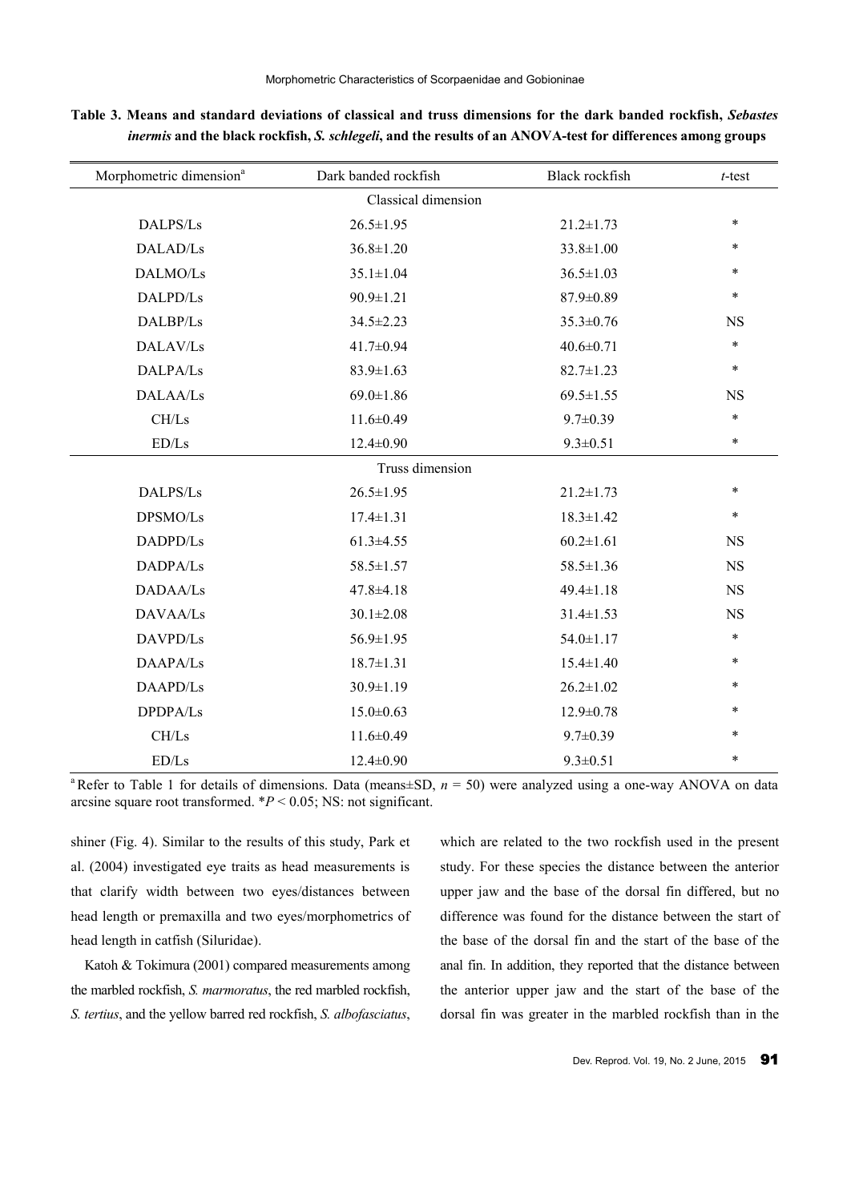**Table 3. Means and standard deviations of classical and truss dimensions for the dark banded rockfish, *Sebastes inermis* and the black rockfish, *S. schlegeli*, and the results of an ANOVA-test for differences among groups**

| Morphometric dimension[a] | Dark banded rockfish | Black rockfish | *t*-test |
|---|---|---|---|
| Classical dimension | | | |
| DALPS/Ls | 26.5±1.95 | 21.2±1.73 | * |
| DALAD/Ls | 36.8±1.20 | 33.8±1.00 | * |
| DALMO/Ls | 35.1±1.04 | 36.5±1.03 | * |
| DALPD/Ls | 90.9±1.21 | 87.9±0.89 | * |
| DALBP/Ls | 34.5±2.23 | 35.3±0.76 | NS |
| DALAV/Ls | 41.7±0.94 | 40.6±0.71 | * |
| DALPA/Ls | 83.9±1.63 | 82.7±1.23 | * |
| DALAA/Ls | 69.0±1.86 | 69.5±1.55 | NS |
| CH/Ls | 11.6±0.49 | 9.7±0.39 | * |
| ED/Ls | 12.4±0.90 | 9.3±0.51 | * |
| Truss dimension | | | |
| DALPS/Ls | 26.5±1.95 | 21.2±1.73 | * |
| DPSMO/Ls | 17.4±1.31 | 18.3±1.42 | * |
| DADPD/Ls | 61.3±4.55 | 60.2±1.61 | NS |
| DADPA/Ls | 58.5±1.57 | 58.5±1.36 | NS |
| DADAA/Ls | 47.8±4.18 | 49.4±1.18 | NS |
| DAVAA/Ls | 30.1±2.08 | 31.4±1.53 | NS |
| DAVPD/Ls | 56.9±1.95 | 54.0±1.17 | * |
| DAAPA/Ls | 18.7±1.31 | 15.4±1.40 | * |
| DAAPD/Ls | 30.9±1.19 | 26.2±1.02 | * |
| DPDPA/Ls | 15.0±0.63 | 12.9±0.78 | * |
| CH/Ls | 11.6±0.49 | 9.7±0.39 | * |
| ED/Ls | 12.4±0.90 | 9.3±0.51 | * |

[a] Refer to Table 1 for details of dimensions. Data (means±SD, $n = 50$) were analyzed using a one-way ANOVA on data arcsine square root transformed. *$P < 0.05$; NS: not significant.

shiner (Fig. 4). Similar to the results of this study, Park et al. (2004) investigated eye traits as head measurements is that clarify width between two eyes/distances between head length or premaxilla and two eyes/morphometrics of head length in catfish (Siluridae).

Katoh & Tokimura (2001) compared measurements among the marbled rockfish, *S. marmoratus*, the red marbled rockfish, *S. tertius*, and the yellow barred red rockfish, *S. albofasciatus*, which are related to the two rockfish used in the present study. For these species the distance between the anterior upper jaw and the base of the dorsal fin differed, but no difference was found for the distance between the start of the base of the dorsal fin and the start of the base of the anal fin. In addition, they reported that the distance between the anterior upper jaw and the start of the base of the dorsal fin was greater in the marbled rockfish than in the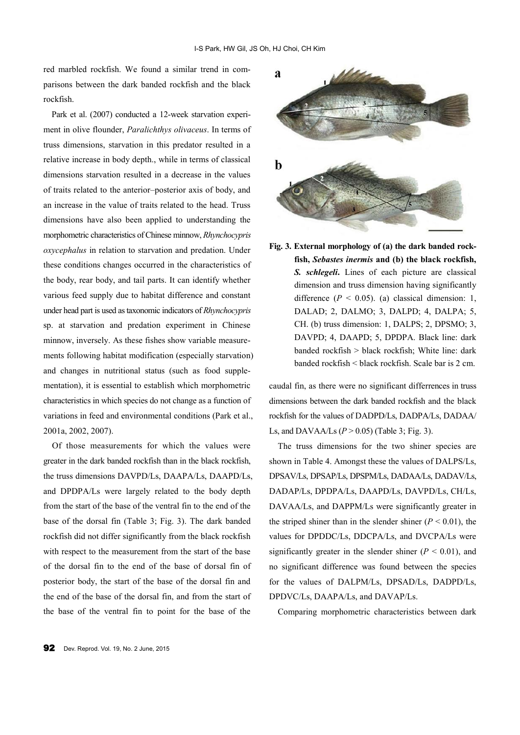red marbled rockfish. We found a similar trend in comparisons between the dark banded rockfish and the black rockfish.

Park et al. (2007) conducted a 12-week starvation experiment in olive flounder, *Paralichthys olivaceus*. In terms of truss dimensions, starvation in this predator resulted in a relative increase in body depth., while in terms of classical dimensions starvation resulted in a decrease in the values of traits related to the anterior–posterior axis of body, and an increase in the value of traits related to the head. Truss dimensions have also been applied to understanding the morphometric characteristics of Chinese minnow, *Rhynchocypris oxycephalus* in relation to starvation and predation. Under these conditions changes occurred in the characteristics of the body, rear body, and tail parts. It can identify whether various feed supply due to habitat difference and constant under head part is used as taxonomic indicators of *Rhynchocypris* sp. at starvation and predation experiment in Chinese minnow, inversely. As these fishes show variable measurements following habitat modification (especially starvation) and changes in nutritional status (such as food supplementation), it is essential to establish which morphometric characteristics in which species do not change as a function of variations in feed and environmental conditions (Park et al., 2001a, 2002, 2007).

Of those measurements for which the values were greater in the dark banded rockfish than in the black rockfish, the truss dimensions DAVPD/Ls, DAAPA/Ls, DAAPD/Ls, and DPDPA/Ls were largely related to the body depth from the start of the base of the ventral fin to the end of the base of the dorsal fin (Table 3; Fig. 3). The dark banded rockfish did not differ significantly from the black rockfish with respect to the measurement from the start of the base of the dorsal fin to the end of the base of dorsal fin of posterior body, the start of the base of the dorsal fin and the end of the base of the dorsal fin, and from the start of the base of the ventral fin to point for the base of the caudal fin, as there were no significant differrences in truss dimensions between the dark banded rockfish and the black rockfish for the values of DADPD/Ls, DADPA/Ls, DADAA/Ls, and DAVAA/Ls ($P > 0.05$) (Table 3; Fig. 3).

**Fig. 3. External morphology of (a) the dark banded rockfish, *Sebastes inermis* and (b) the black rockfish, *S. schlegeli*.** Lines of each picture are classical dimension and truss dimension having significantly difference ($P < 0.05$). (a) classical dimension: 1, DALAD; 2, DALMO; 3, DALPD; 4, DALPA; 5, CH. (b) truss dimension: 1, DALPS; 2, DPSMO; 3, DAVPD; 4, DAAPD; 5, DPDPA. Black line: dark banded rockfish > black rockfish; White line: dark banded rockfish < black rockfish. Scale bar is 2 cm.

The truss dimensions for the two shiner species are shown in Table 4. Amongst these the values of DALPS/Ls, DPSAV/Ls, DPSAP/Ls, DPSPM/Ls, DADAA/Ls, DADAV/Ls, DADAP/Ls, DPDPA/Ls, DAAPD/Ls, DAVPD/Ls, CH/Ls, DAVAA/Ls, and DAPPM/Ls were significantly greater in the striped shiner than in the slender shiner ($P < 0.01$), the values for DPDDC/Ls, DDCPA/Ls, and DVCPA/Ls were significantly greater in the slender shiner ($P < 0.01$), and no significant difference was found between the species for the values of DALPM/Ls, DPSAD/Ls, DADPD/Ls, DPDVC/Ls, DAAPA/Ls, and DAVAP/Ls.

Comparing morphometric characteristics between dark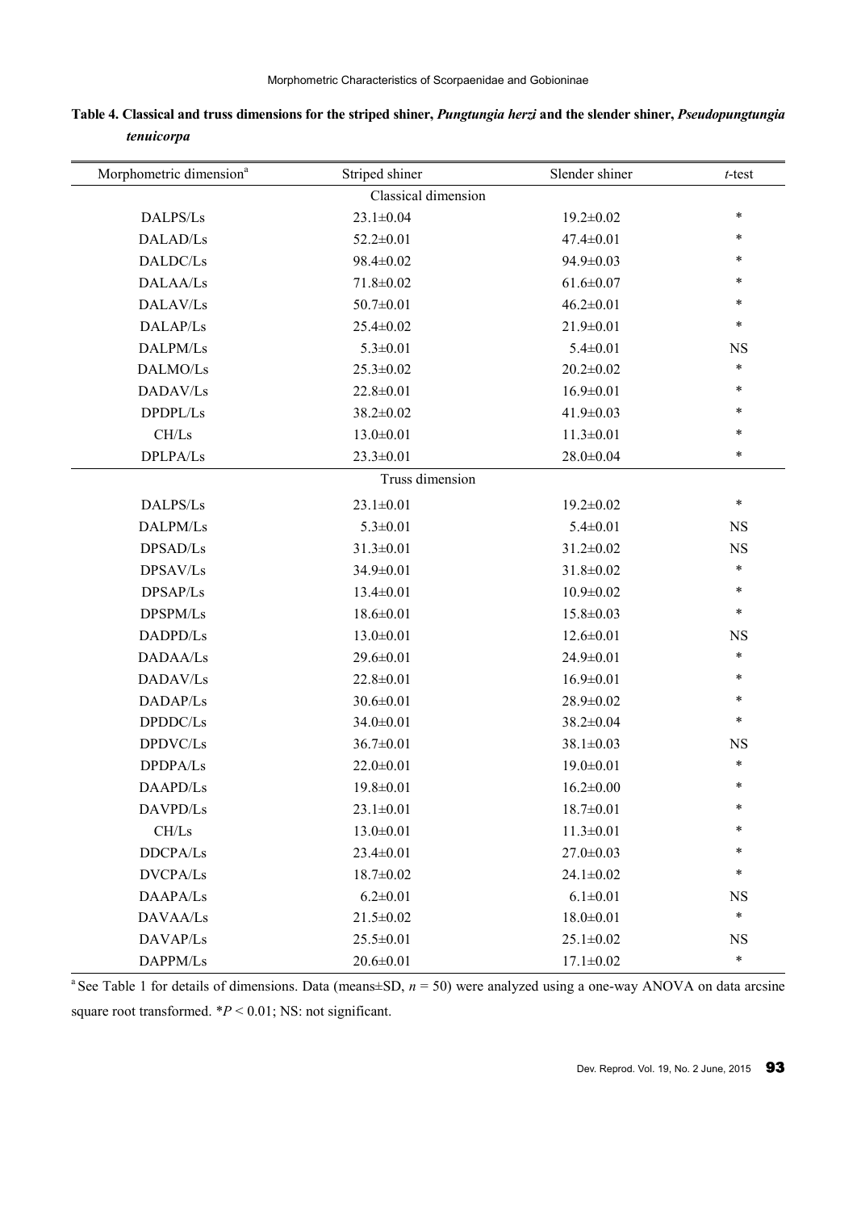**Table 4. Classical and truss dimensions for the striped shiner, *Pungtungia herzi* and the slender shiner, *Pseudopungtungia tenuicorpa***

| Morphometric dimension[a] | Striped shiner | Slender shiner | *t*-test |
|---|---|---|---|
| Classical dimension | | | |
| DALPS/Ls | 23.1±0.04 | 19.2±0.02 | * |
| DALAD/Ls | 52.2±0.01 | 47.4±0.01 | * |
| DALDC/Ls | 98.4±0.02 | 94.9±0.03 | * |
| DALAA/Ls | 71.8±0.02 | 61.6±0.07 | * |
| DALAV/Ls | 50.7±0.01 | 46.2±0.01 | * |
| DALAP/Ls | 25.4±0.02 | 21.9±0.01 | * |
| DALPM/Ls | 5.3±0.01 | 5.4±0.01 | NS |
| DALMO/Ls | 25.3±0.02 | 20.2±0.02 | * |
| DADAV/Ls | 22.8±0.01 | 16.9±0.01 | * |
| DPDPL/Ls | 38.2±0.02 | 41.9±0.03 | * |
| CH/Ls | 13.0±0.01 | 11.3±0.01 | * |
| DPLPA/Ls | 23.3±0.01 | 28.0±0.04 | * |
| Truss dimension | | | |
| DALPS/Ls | 23.1±0.01 | 19.2±0.02 | * |
| DALPM/Ls | 5.3±0.01 | 5.4±0.01 | NS |
| DPSAD/Ls | 31.3±0.01 | 31.2±0.02 | NS |
| DPSAV/Ls | 34.9±0.01 | 31.8±0.02 | * |
| DPSAP/Ls | 13.4±0.01 | 10.9±0.02 | * |
| DPSPM/Ls | 18.6±0.01 | 15.8±0.03 | * |
| DADPD/Ls | 13.0±0.01 | 12.6±0.01 | NS |
| DADAA/Ls | 29.6±0.01 | 24.9±0.01 | * |
| DADAV/Ls | 22.8±0.01 | 16.9±0.01 | * |
| DADAP/Ls | 30.6±0.01 | 28.9±0.02 | * |
| DPDDC/Ls | 34.0±0.01 | 38.2±0.04 | * |
| DPDVC/Ls | 36.7±0.01 | 38.1±0.03 | NS |
| DPDPA/Ls | 22.0±0.01 | 19.0±0.01 | * |
| DAAPD/Ls | 19.8±0.01 | 16.2±0.00 | * |
| DAVPD/Ls | 23.1±0.01 | 18.7±0.01 | * |
| CH/Ls | 13.0±0.01 | 11.3±0.01 | * |
| DDCPA/Ls | 23.4±0.01 | 27.0±0.03 | * |
| DVCPA/Ls | 18.7±0.02 | 24.1±0.02 | * |
| DAAPA/Ls | 6.2±0.01 | 6.1±0.01 | NS |
| DAVAA/Ls | 21.5±0.02 | 18.0±0.01 | * |
| DAVAP/Ls | 25.5±0.01 | 25.1±0.02 | NS |
| DAPPM/Ls | 20.6±0.01 | 17.1±0.02 | * |

[a] See Table 1 for details of dimensions. Data (means±SD, $n = 50$) were analyzed using a one-way ANOVA on data arcsine square root transformed. *$P < 0.01$; NS: not significant.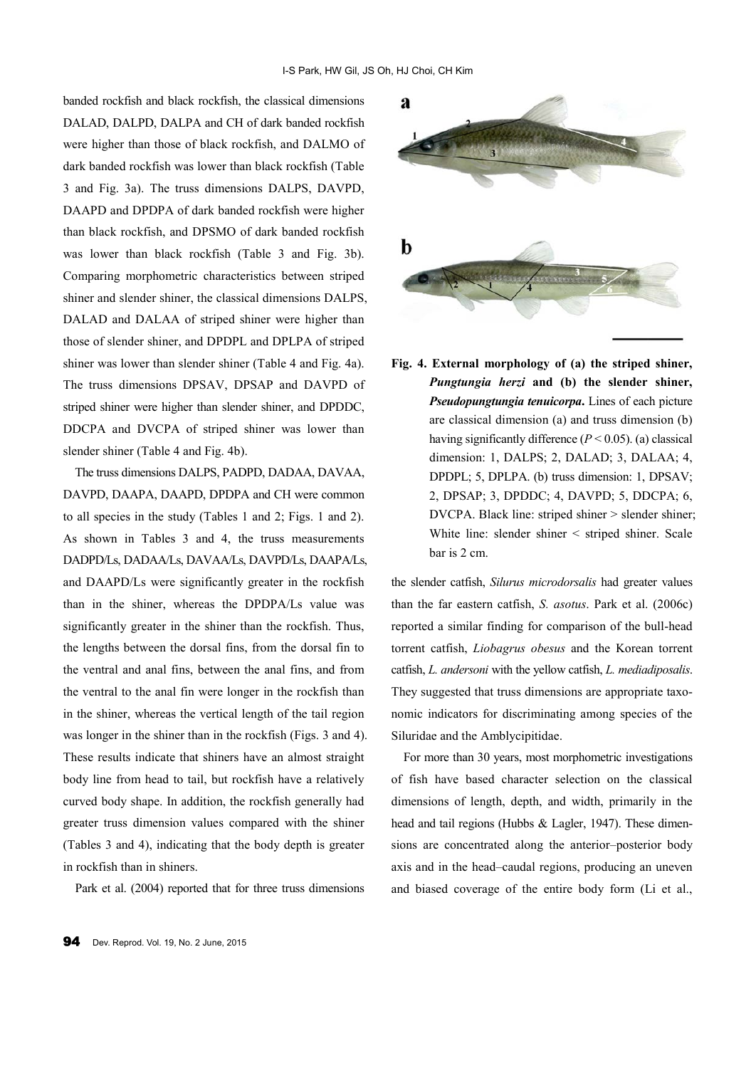banded rockfish and black rockfish, the classical dimensions DALAD, DALPD, DALPA and CH of dark banded rockfish were higher than those of black rockfish, and DALMO of dark banded rockfish was lower than black rockfish (Table 3 and Fig. 3a). The truss dimensions DALPS, DAVPD, DAAPD and DPDPA of dark banded rockfish were higher than black rockfish, and DPSMO of dark banded rockfish was lower than black rockfish (Table 3 and Fig. 3b). Comparing morphometric characteristics between striped shiner and slender shiner, the classical dimensions DALPS, DALAD and DALAA of striped shiner were higher than those of slender shiner, and DPDPL and DPLPA of striped shiner was lower than slender shiner (Table 4 and Fig. 4a). The truss dimensions DPSAV, DPSAP and DAVPD of striped shiner were higher than slender shiner, and DPDDC, DDCPA and DVCPA of striped shiner was lower than slender shiner (Table 4 and Fig. 4b).

The truss dimensions DALPS, PADPD, DADAA, DAVAA, DAVPD, DAAPA, DAAPD, DPDPA and CH were common to all species in the study (Tables 1 and 2; Figs. 1 and 2). As shown in Tables 3 and 4, the truss measurements DADPD/Ls, DADAA/Ls, DAVAA/Ls, DAVPD/Ls, DAAPA/Ls, and DAAPD/Ls were significantly greater in the rockfish than in the shiner, whereas the DPDPA/Ls value was significantly greater in the shiner than the rockfish. Thus, the lengths between the dorsal fins, from the dorsal fin to the ventral and anal fins, between the anal fins, and from the ventral to the anal fin were longer in the rockfish than in the shiner, whereas the vertical length of the tail region was longer in the shiner than in the rockfish (Figs. 3 and 4). These results indicate that shiners have an almost straight body line from head to tail, but rockfish have a relatively curved body shape. In addition, the rockfish generally had greater truss dimension values compared with the shiner (Tables 3 and 4), indicating that the body depth is greater in rockfish than in shiners.

Park et al. (2004) reported that for three truss dimensions the slender catfish, *Silurus microdorsalis* had greater values than the far eastern catfish, *S. asotus*. Park et al. (2006c) reported a similar finding for comparison of the bull-head torrent catfish, *Liobagrus obesus* and the Korean torrent catfish, *L. andersoni* with the yellow catfish, *L. mediadiposalis*. They suggested that truss dimensions are appropriate taxonomic indicators for discriminating among species of the Siluridae and the Amblycipitidae.

For more than 30 years, most morphometric investigations of fish have based character selection on the classical dimensions of length, depth, and width, primarily in the head and tail regions (Hubbs & Lagler, 1947). These dimensions are concentrated along the anterior–posterior body axis and in the head–caudal regions, producing an uneven and biased coverage of the entire body form (Li et al.,

**Fig. 4. External morphology of (a) the striped shiner, *Pungtungia herzi* and (b) the slender shiner, *Pseudopungtungia tenuicorpa*.** Lines of each picture are classical dimension (a) and truss dimension (b) having significantly difference ($P < 0.05$). (a) classical dimension: 1, DALPS; 2, DALAD; 3, DALAA; 4, DPDPL; 5, DPLPA. (b) truss dimension: 1, DPSAV; 2, DPSAP; 3, DPDDC; 4, DAVPD; 5, DDCPA; 6, DVCPA. Black line: striped shiner > slender shiner; White line: slender shiner < striped shiner. Scale bar is 2 cm.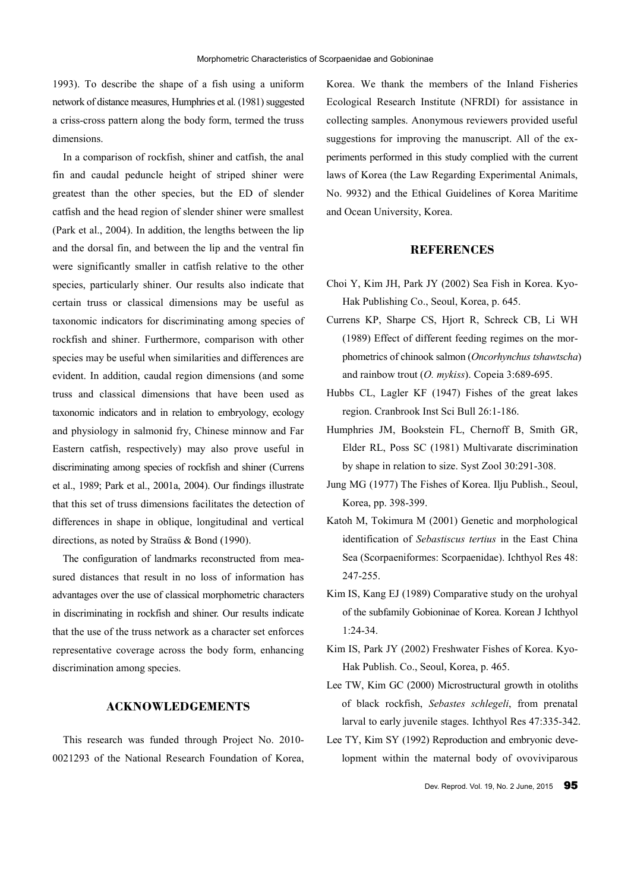1993). To describe the shape of a fish using a uniform network of distance measures, Humphries et al. (1981) suggested a criss-cross pattern along the body form, termed the truss dimensions.

In a comparison of rockfish, shiner and catfish, the anal fin and caudal peduncle height of striped shiner were greatest than the other species, but the ED of slender catfish and the head region of slender shiner were smallest (Park et al., 2004). In addition, the lengths between the lip and the dorsal fin, and between the lip and the ventral fin were significantly smaller in catfish relative to the other species, particularly shiner. Our results also indicate that certain truss or classical dimensions may be useful as taxonomic indicators for discriminating among species of rockfish and shiner. Furthermore, comparison with other species may be useful when similarities and differences are evident. In addition, caudal region dimensions (and some truss and classical dimensions that have been used as taxonomic indicators and in relation to embryology, ecology and physiology in salmonid fry, Chinese minnow and Far Eastern catfish, respectively) may also prove useful in discriminating among species of rockfish and shiner (Currens et al., 1989; Park et al., 2001a, 2004). Our findings illustrate that this set of truss dimensions facilitates the detection of differences in shape in oblique, longitudinal and vertical directions, as noted by Straüss & Bond (1990).

The configuration of landmarks reconstructed from measured distances that result in no loss of information has advantages over the use of classical morphometric characters in discriminating in rockfish and shiner. Our results indicate that the use of the truss network as a character set enforces representative coverage across the body form, enhancing discrimination among species.

## ACKNOWLEDGEMENTS

This research was funded through Project No. 2010-0021293 of the National Research Foundation of Korea, Korea. We thank the members of the Inland Fisheries Ecological Research Institute (NFRDI) for assistance in collecting samples. Anonymous reviewers provided useful suggestions for improving the manuscript. All of the experiments performed in this study complied with the current laws of Korea (the Law Regarding Experimental Animals, No. 9932) and the Ethical Guidelines of Korea Maritime and Ocean University, Korea.

## REFERENCES

Choi Y, Kim JH, Park JY (2002) Sea Fish in Korea. Kyo-Hak Publishing Co., Seoul, Korea, p. 645.

Currens KP, Sharpe CS, Hjort R, Schreck CB, Li WH (1989) Effect of different feeding regimes on the morphometrics of chinook salmon (*Oncorhynchus tshawtscha*) and rainbow trout (*O. mykiss*). Copeia 3:689-695.

Hubbs CL, Lagler KF (1947) Fishes of the great lakes region. Cranbrook Inst Sci Bull 26:1-186.

Humphries JM, Bookstein FL, Chernoff B, Smith GR, Elder RL, Poss SC (1981) Multivarate discrimination by shape in relation to size. Syst Zool 30:291-308.

Jung MG (1977) The Fishes of Korea. Ilju Publish., Seoul, Korea, pp. 398-399.

Katoh M, Tokimura M (2001) Genetic and morphological identification of *Sebastiscus tertius* in the East China Sea (Scorpaeniformes: Scorpaenidae). Ichthyol Res 48: 247-255.

Kim IS, Kang EJ (1989) Comparative study on the urohyal of the subfamily Gobioninae of Korea. Korean J Ichthyol 1:24-34.

Kim IS, Park JY (2002) Freshwater Fishes of Korea. Kyo-Hak Publish. Co., Seoul, Korea, p. 465.

Lee TW, Kim GC (2000) Microstructural growth in otoliths of black rockfish, *Sebastes schlegeli*, from prenatal larval to early juvenile stages. Ichthyol Res 47:335-342.

Lee TY, Kim SY (1992) Reproduction and embryonic development within the maternal body of ovoviviparous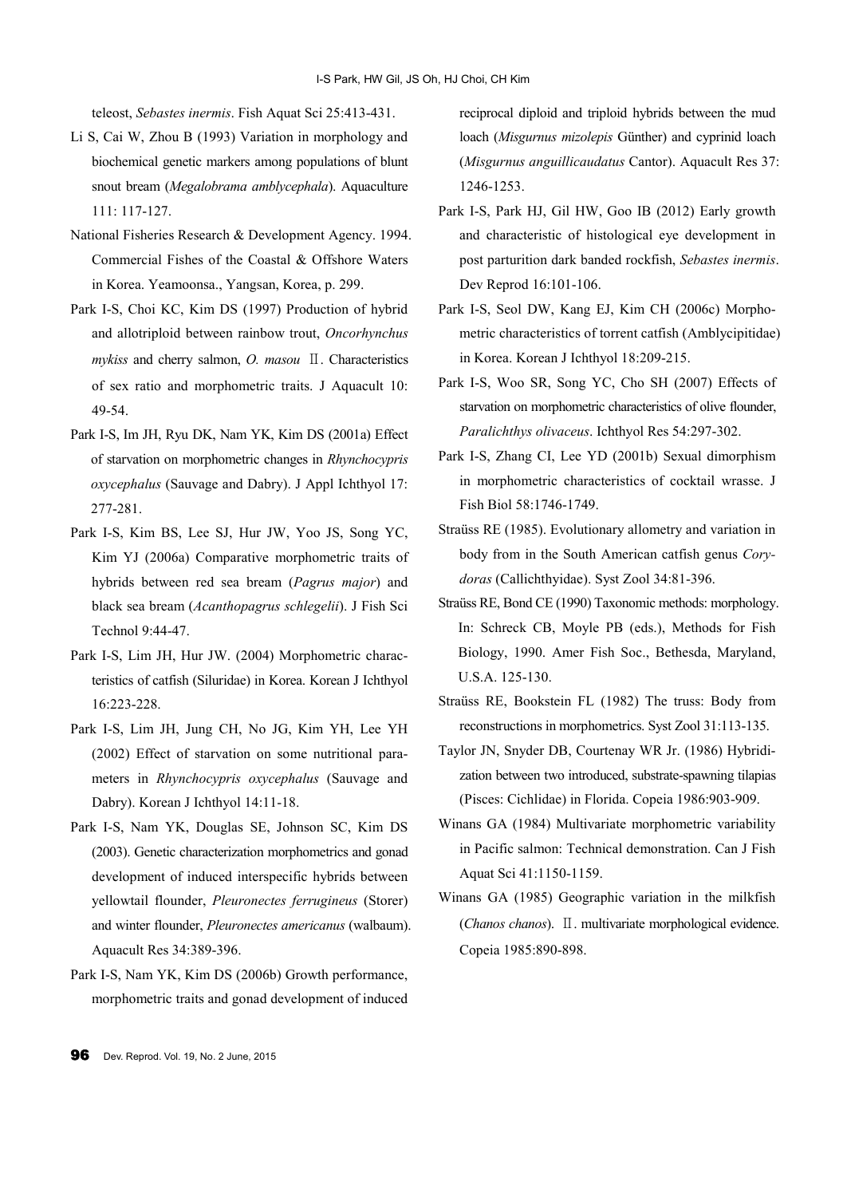teleost, *Sebastes inermis*. Fish Aquat Sci 25:413-431.

Li S, Cai W, Zhou B (1993) Variation in morphology and biochemical genetic markers among populations of blunt snout bream (*Megalobrama amblycephala*). Aquaculture 111: 117-127.

National Fisheries Research & Development Agency. 1994. Commercial Fishes of the Coastal & Offshore Waters in Korea. Yeamoonsa., Yangsan, Korea, p. 299.

Park I-S, Choi KC, Kim DS (1997) Production of hybrid and allotriploid between rainbow trout, *Oncorhynchus mykiss* and cherry salmon, *O. masou* Ⅱ. Characteristics of sex ratio and morphometric traits. J Aquacult 10: 49-54.

Park I-S, Im JH, Ryu DK, Nam YK, Kim DS (2001a) Effect of starvation on morphometric changes in *Rhynchocypris oxycephalus* (Sauvage and Dabry). J Appl Ichthyol 17: 277-281.

Park I-S, Kim BS, Lee SJ, Hur JW, Yoo JS, Song YC, Kim YJ (2006a) Comparative morphometric traits of hybrids between red sea bream (*Pagrus major*) and black sea bream (*Acanthopagrus schlegelii*). J Fish Sci Technol 9:44-47.

Park I-S, Lim JH, Hur JW. (2004) Morphometric characteristics of catfish (Siluridae) in Korea. Korean J Ichthyol 16:223-228.

Park I-S, Lim JH, Jung CH, No JG, Kim YH, Lee YH (2002) Effect of starvation on some nutritional parameters in *Rhynchocypris oxycephalus* (Sauvage and Dabry). Korean J Ichthyol 14:11-18.

Park I-S, Nam YK, Douglas SE, Johnson SC, Kim DS (2003). Genetic characterization morphometrics and gonad development of induced interspecific hybrids between yellowtail flounder, *Pleuronectes ferrugineus* (Storer) and winter flounder, *Pleuronectes americanus* (walbaum). Aquacult Res 34:389-396.

Park I-S, Nam YK, Kim DS (2006b) Growth performance, morphometric traits and gonad development of induced reciprocal diploid and triploid hybrids between the mud loach (*Misgurnus mizolepis* Günther) and cyprinid loach (*Misgurnus anguillicaudatus* Cantor). Aquacult Res 37: 1246-1253.

Park I-S, Park HJ, Gil HW, Goo IB (2012) Early growth and characteristic of histological eye development in post parturition dark banded rockfish, *Sebastes inermis*. Dev Reprod 16:101-106.

Park I-S, Seol DW, Kang EJ, Kim CH (2006c) Morphometric characteristics of torrent catfish (Amblycipitidae) in Korea. Korean J Ichthyol 18:209-215.

Park I-S, Woo SR, Song YC, Cho SH (2007) Effects of starvation on morphometric characteristics of olive flounder, *Paralichthys olivaceus*. Ichthyol Res 54:297-302.

Park I-S, Zhang CI, Lee YD (2001b) Sexual dimorphism in morphometric characteristics of cocktail wrasse. J Fish Biol 58:1746-1749.

Straüss RE (1985). Evolutionary allometry and variation in body from in the South American catfish genus *Corydoras* (Callichthyidae). Syst Zool 34:81-396.

Straüss RE, Bond CE (1990) Taxonomic methods: morphology. In: Schreck CB, Moyle PB (eds.), Methods for Fish Biology, 1990. Amer Fish Soc., Bethesda, Maryland, U.S.A. 125-130.

Straüss RE, Bookstein FL (1982) The truss: Body from reconstructions in morphometrics. Syst Zool 31:113-135.

Taylor JN, Snyder DB, Courtenay WR Jr. (1986) Hybridization between two introduced, substrate-spawning tilapias (Pisces: Cichlidae) in Florida. Copeia 1986:903-909.

Winans GA (1984) Multivariate morphometric variability in Pacific salmon: Technical demonstration. Can J Fish Aquat Sci 41:1150-1159.

Winans GA (1985) Geographic variation in the milkfish (*Chanos chanos*). Ⅱ. multivariate morphological evidence. Copeia 1985:890-898.